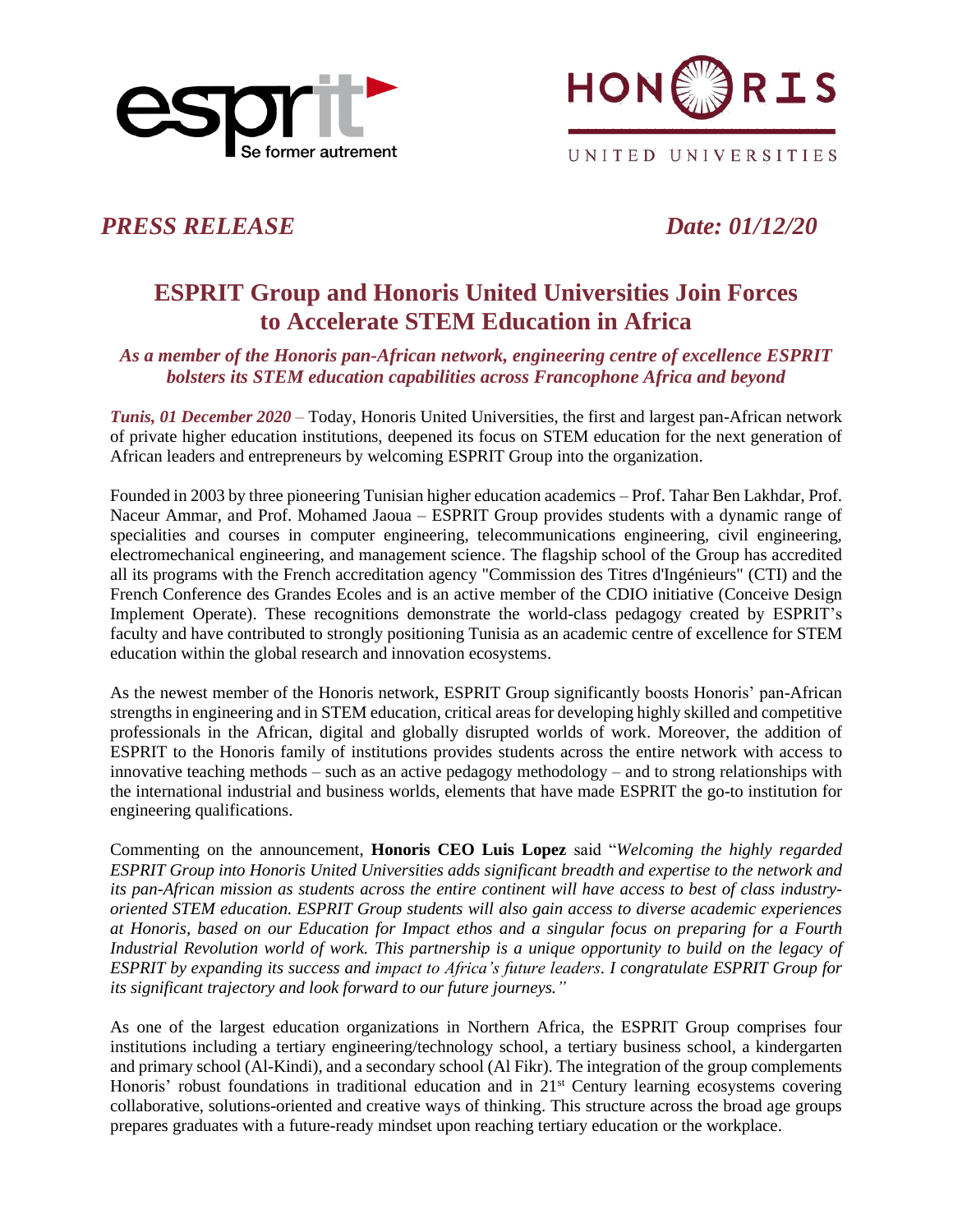*PRESS RELEASE* *Date: 01/12/20*

# ESPRIT Group and Honoris United Universities Join Forces to Accelerate STEM Education in Africa

*As a member of the Honoris pan-African network, engineering centre of excellence ESPRIT bolsters its STEM education capabilities across Francophone Africa and beyond*

***Tunis, 01 December 2020*** – Today, Honoris United Universities, the first and largest pan-African network of private higher education institutions, deepened its focus on STEM education for the next generation of African leaders and entrepreneurs by welcoming ESPRIT Group into the organization.

Founded in 2003 by three pioneering Tunisian higher education academics – Prof. Tahar Ben Lakhdar, Prof. Naceur Ammar, and Prof. Mohamed Jaoua – ESPRIT Group provides students with a dynamic range of specialities and courses in computer engineering, telecommunications engineering, civil engineering, electromechanical engineering, and management science. The flagship school of the Group has accredited all its programs with the French accreditation agency "Commission des Titres d'Ingénieurs" (CTI) and the French Conference des Grandes Ecoles and is an active member of the CDIO initiative (Conceive Design Implement Operate). These recognitions demonstrate the world-class pedagogy created by ESPRIT's faculty and have contributed to strongly positioning Tunisia as an academic centre of excellence for STEM education within the global research and innovation ecosystems.

As the newest member of the Honoris network, ESPRIT Group significantly boosts Honoris' pan-African strengths in engineering and in STEM education, critical areas for developing highly skilled and competitive professionals in the African, digital and globally disrupted worlds of work. Moreover, the addition of ESPRIT to the Honoris family of institutions provides students across the entire network with access to innovative teaching methods – such as an active pedagogy methodology – and to strong relationships with the international industrial and business worlds, elements that have made ESPRIT the go-to institution for engineering qualifications.

Commenting on the announcement, **Honoris CEO Luis Lopez** said "*Welcoming the highly regarded ESPRIT Group into Honoris United Universities adds significant breadth and expertise to the network and its pan-African mission as students across the entire continent will have access to best of class industry-oriented STEM education. ESPRIT Group students will also gain access to diverse academic experiences at Honoris, based on our Education for Impact ethos and a singular focus on preparing for a Fourth Industrial Revolution world of work. This partnership is a unique opportunity to build on the legacy of ESPRIT by expanding its success and impact to Africa's future leaders. I congratulate ESPRIT Group for its significant trajectory and look forward to our future journeys.*"

As one of the largest education organizations in Northern Africa, the ESPRIT Group comprises four institutions including a tertiary engineering/technology school, a tertiary business school, a kindergarten and primary school (Al-Kindi), and a secondary school (Al Fikr). The integration of the group complements Honoris' robust foundations in traditional education and in 21st Century learning ecosystems covering collaborative, solutions-oriented and creative ways of thinking. This structure across the broad age groups prepares graduates with a future-ready mindset upon reaching tertiary education or the workplace.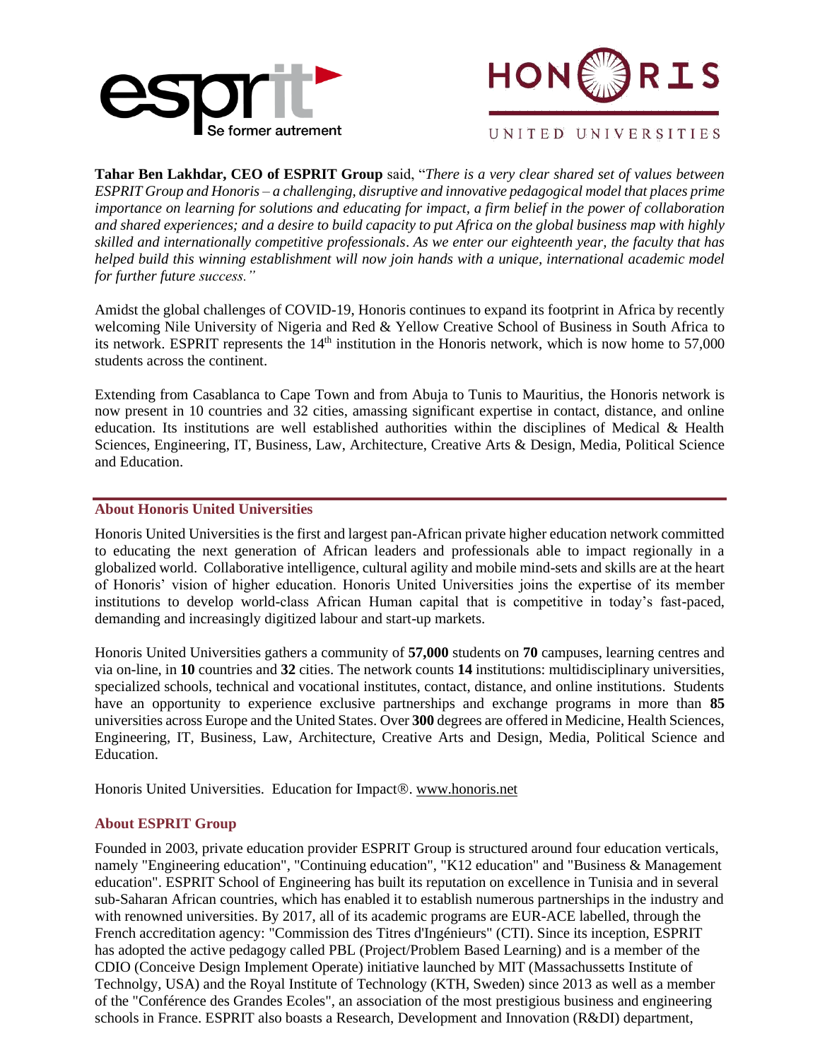**Tahar Ben Lakhdar, CEO of ESPRIT Group** said, "*There is a very clear shared set of values between ESPRIT Group and Honoris – a challenging, disruptive and innovative pedagogical model that places prime importance on learning for solutions and educating for impact, a firm belief in the power of collaboration and shared experiences; and a desire to build capacity to put Africa on the global business map with highly skilled and internationally competitive professionals. As we enter our eighteenth year, the faculty that has helped build this winning establishment will now join hands with a unique, international academic model for further future success.*"

Amidst the global challenges of COVID-19, Honoris continues to expand its footprint in Africa by recently welcoming Nile University of Nigeria and Red & Yellow Creative School of Business in South Africa to its network. ESPRIT represents the 14th institution in the Honoris network, which is now home to 57,000 students across the continent.

Extending from Casablanca to Cape Town and from Abuja to Tunis to Mauritius, the Honoris network is now present in 10 countries and 32 cities, amassing significant expertise in contact, distance, and online education. Its institutions are well established authorities within the disciplines of Medical & Health Sciences, Engineering, IT, Business, Law, Architecture, Creative Arts & Design, Media, Political Science and Education.

## About Honoris United Universities

Honoris United Universities is the first and largest pan-African private higher education network committed to educating the next generation of African leaders and professionals able to impact regionally in a globalized world. Collaborative intelligence, cultural agility and mobile mind-sets and skills are at the heart of Honoris' vision of higher education. Honoris United Universities joins the expertise of its member institutions to develop world-class African Human capital that is competitive in today's fast-paced, demanding and increasingly digitized labour and start-up markets.

Honoris United Universities gathers a community of **57,000** students on **70** campuses, learning centres and via on-line, in **10** countries and **32** cities. The network counts **14** institutions: multidisciplinary universities, specialized schools, technical and vocational institutes, contact, distance, and online institutions. Students have an opportunity to experience exclusive partnerships and exchange programs in more than **85** universities across Europe and the United States. Over **300** degrees are offered in Medicine, Health Sciences, Engineering, IT, Business, Law, Architecture, Creative Arts and Design, Media, Political Science and Education.

Honoris United Universities. Education for Impact®. www.honoris.net

## About ESPRIT Group

Founded in 2003, private education provider ESPRIT Group is structured around four education verticals, namely "Engineering education", "Continuing education", "K12 education" and "Business & Management education". ESPRIT School of Engineering has built its reputation on excellence in Tunisia and in several sub-Saharan African countries, which has enabled it to establish numerous partnerships in the industry and with renowned universities. By 2017, all of its academic programs are EUR-ACE labelled, through the French accreditation agency: "Commission des Titres d'Ingénieurs" (CTI). Since its inception, ESPRIT has adopted the active pedagogy called PBL (Project/Problem Based Learning) and is a member of the CDIO (Conceive Design Implement Operate) initiative launched by MIT (Massachussetts Institute of Technolgy, USA) and the Royal Institute of Technology (KTH, Sweden) since 2013 as well as a member of the "Conférence des Grandes Ecoles", an association of the most prestigious business and engineering schools in France. ESPRIT also boasts a Research, Development and Innovation (R&DI) department,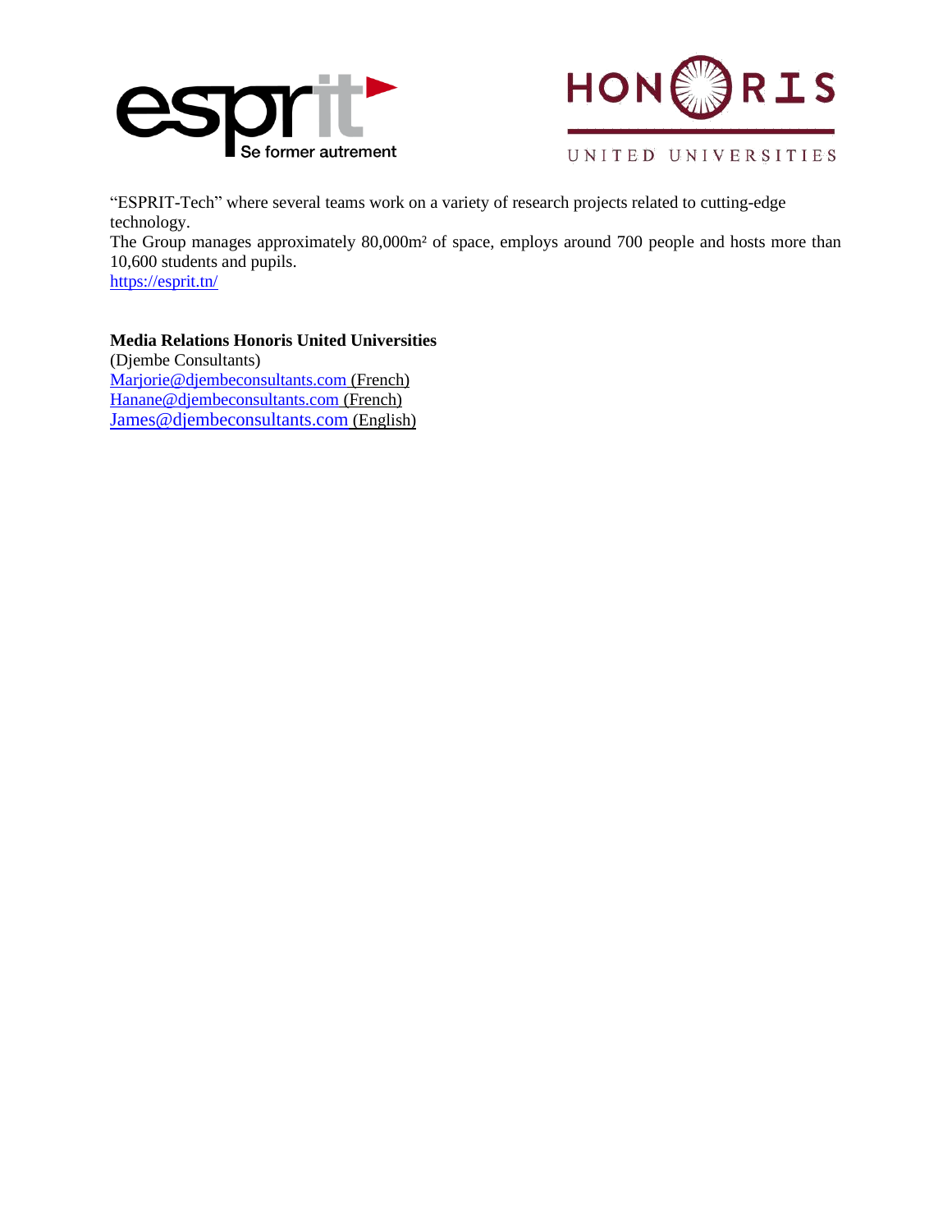"ESPRIT-Tech" where several teams work on a variety of research projects related to cutting-edge technology.

The Group manages approximately 80,000m² of space, employs around 700 people and hosts more than 10,600 students and pupils.

https://esprit.tn/

**Media Relations Honoris United Universities**

(Djembe Consultants)

Marjorie@djembeconsultants.com (French)

Hanane@djembeconsultants.com (French)

James@djembeconsultants.com (English)